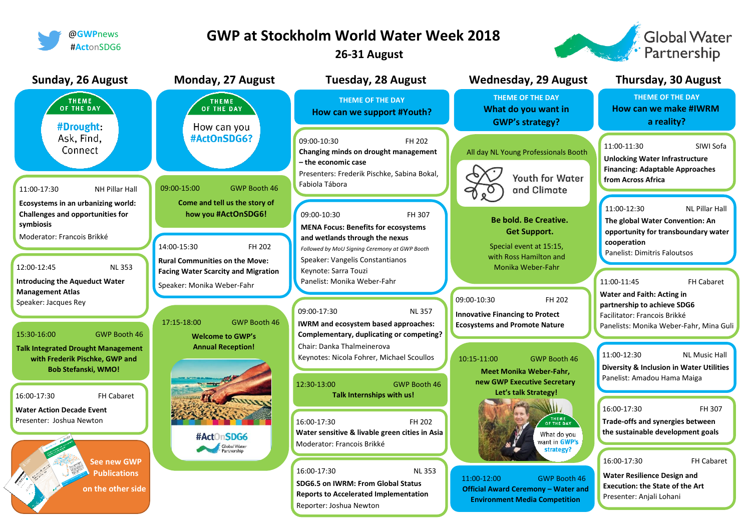@GWPnews
#ActonSDG6

# GWP at Stockholm World Water Week 2018

**26-31 August**

Global Water Partnership

## Sunday, 26 August

THEME OF THE DAY

**#Drought:** Ask, Find, Connect

11:00-17:30 NH Pillar Hall
**Ecosystems in an urbanizing world: Challenges and opportunities for symbiosis**
Moderator: Francois Brikké

12:00-12:45 NL 353
**Introducing the Aqueduct Water Management Atlas**
Speaker: Jacques Rey

15:30-16:00 GWP Booth 46
**Talk Integrated Drought Management with Frederik Pischke, GWP and Bob Stefanski, WMO!**

16:00-17:30 FH Cabaret
**Water Action Decade Event**
Presenter: Joshua Newton

See new GWP Publications on the other side

## Monday, 27 August

THEME OF THE DAY

How can you **#ActOnSDG6?**

09:00-15:00 GWP Booth 46
**Come and tell us the story of how you #ActOnSDG6!**

14:00-15:30 FH 202
**Rural Communities on the Move: Facing Water Scarcity and Migration**
Speaker: Monika Weber-Fahr

17:15-18:00 GWP Booth 46
**Welcome to GWP's Annual Reception!**

#ActOnSDG6 — Global Water Partnership

## Tuesday, 28 August

THEME OF THE DAY
**How can we support #Youth?**

09:00-10:30 FH 202
**Changing minds on drought management – the economic case**
Presenters: Frederik Pischke, Sabina Bokal, Fabiola Tábora

09:00-10:30 FH 307
**MENA Focus: Benefits for ecosystems and wetlands through the nexus**
*Followed by MoU Signing Ceremony at GWP Booth*
Speaker: Vangelis Constantianos
Keynote: Sarra Touzi
Panelist: Monika Weber-Fahr

09:00-17:30 NL 357
**IWRM and ecosystem based approaches: Complementary, duplicating or competing?**
Chair: Danka Thalmeinerova
Keynotes: Nicola Fohrer, Michael Scoullos

12:30-13:00 GWP Booth 46
**Talk Internships with us!**

16:00-17:30 FH 202
**Water sensitive & livable green cities in Asia**
Moderator: Francois Brikké

16:00-17:30 NL 353
**SDG6.5 on IWRM: From Global Status Reports to Accelerated Implementation**
Reporter: Joshua Newton

## Wednesday, 29 August

THEME OF THE DAY
**What do you want in GWP's strategy?**

All day NL Young Professionals Booth
Youth for Water and Climate
**Be bold. Be Creative. Get Support.**
Special event at 15:15, with Ross Hamilton and Monika Weber-Fahr

09:00-10:30 FH 202
**Innovative Financing to Protect Ecosystems and Promote Nature**

10:15-11:00 GWP Booth 46
**Meet Monika Weber-Fahr, new GWP Executive Secretary Let's talk Strategy!**

THEME OF THE DAY: What do you want in GWP's strategy?

11:00-12:00 GWP Booth 46
**Official Award Ceremony – Water and Environment Media Competition**

## Thursday, 30 August

THEME OF THE DAY
**How can we make #IWRM a reality?**

11:00-11:30 SIWI Sofa
**Unlocking Water Infrastructure Financing: Adaptable Approaches from Across Africa**

11:00-12:30 NL Pillar Hall
**The global Water Convention: An opportunity for transboundary water cooperation**
Panelist: Dimitris Faloutsos

11:00-11:45 FH Cabaret
**Water and Faith: Acting in partnership to achieve SDG6**
Facilitator: Francois Brikké
Panelists: Monika Weber-Fahr, Mina Guli

11:00-12:30 NL Music Hall
**Diversity & Inclusion in Water Utilities**
Panelist: Amadou Hama Maiga

16:00-17:30 FH 307
**Trade-offs and synergies between the sustainable development goals**

16:00-17:30 FH Cabaret
**Water Resilience Design and Execution: the State of the Art**
Presenter: Anjali Lohani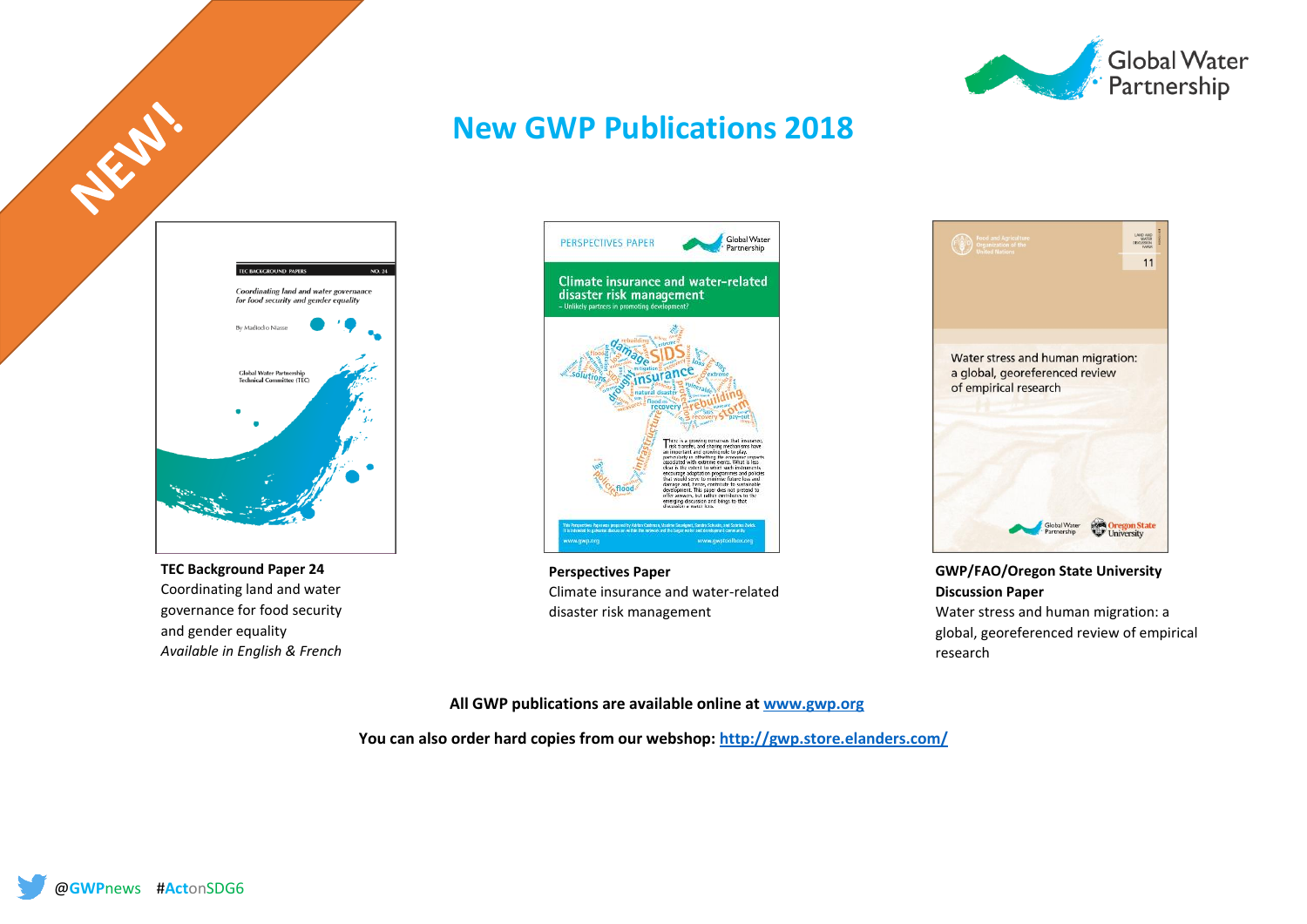NEW!

# New GWP Publications 2018

**TEC Background Paper 24**
Coordinating land and water governance for food security and gender equality
*Available in English & French*

**Perspectives Paper**
Climate insurance and water-related disaster risk management

**GWP/FAO/Oregon State University Discussion Paper**
Water stress and human migration: a global, georeferenced review of empirical research

**All GWP publications are available online at [www.gwp.org](www.gwp.org)**

**You can also order hard copies from our webshop: [http://gwp.store.elanders.com/](http://gwp.store.elanders.com/)**

@GWPnews #ActonSDG6